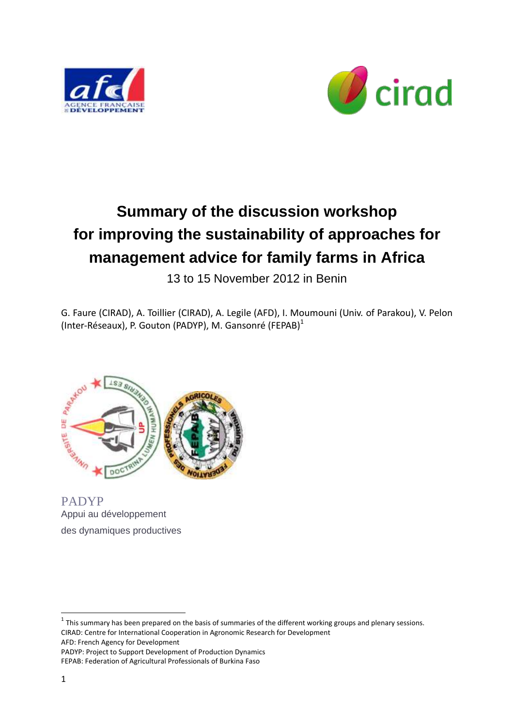# Summary of the discussion workshop for improving the sustainability of approaches for management advice for family farms in Africa

13 to 15 November 2012 in Benin

G. Faure (CIRAD), A. Toillier (CIRAD), A. Legile (AFD), I. Moumouni (Univ. of Parakou), V. Pelon (Inter-Réseaux), P. Gouton (PADYP), M. Gansonré (FEPAB)[1]

PADYP
Appui au développement
des dynamiques productives

---

[1] This summary has been prepared on the basis of summaries of the different working groups and plenary sessions.
CIRAD: Centre for International Cooperation in Agronomic Research for Development
AFD: French Agency for Development
PADYP: Project to Support Development of Production Dynamics
FEPAB: Federation of Agricultural Professionals of Burkina Faso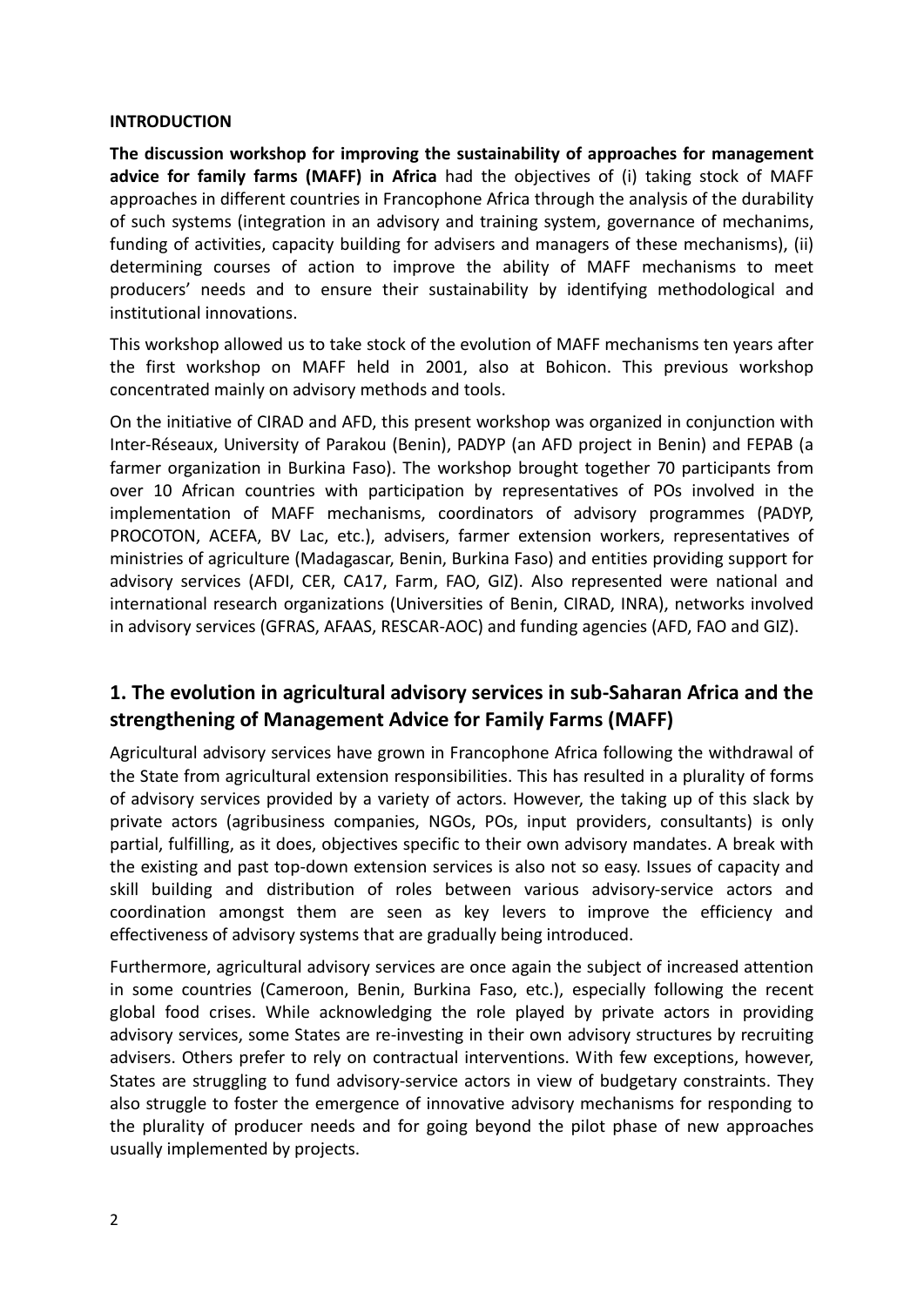**INTRODUCTION**

**The discussion workshop for improving the sustainability of approaches for management advice for family farms (MAFF) in Africa** had the objectives of (i) taking stock of MAFF approaches in different countries in Francophone Africa through the analysis of the durability of such systems (integration in an advisory and training system, governance of mechanims, funding of activities, capacity building for advisers and managers of these mechanisms), (ii) determining courses of action to improve the ability of MAFF mechanisms to meet producers' needs and to ensure their sustainability by identifying methodological and institutional innovations.

This workshop allowed us to take stock of the evolution of MAFF mechanisms ten years after the first workshop on MAFF held in 2001, also at Bohicon. This previous workshop concentrated mainly on advisory methods and tools.

On the initiative of CIRAD and AFD, this present workshop was organized in conjunction with Inter-Réseaux, University of Parakou (Benin), PADYP (an AFD project in Benin) and FEPAB (a farmer organization in Burkina Faso). The workshop brought together 70 participants from over 10 African countries with participation by representatives of POs involved in the implementation of MAFF mechanisms, coordinators of advisory programmes (PADYP, PROCOTON, ACEFA, BV Lac, etc.), advisers, farmer extension workers, representatives of ministries of agriculture (Madagascar, Benin, Burkina Faso) and entities providing support for advisory services (AFDI, CER, CA17, Farm, FAO, GIZ). Also represented were national and international research organizations (Universities of Benin, CIRAD, INRA), networks involved in advisory services (GFRAS, AFAAS, RESCAR-AOC) and funding agencies (AFD, FAO and GIZ).

## 1. The evolution in agricultural advisory services in sub-Saharan Africa and the strengthening of Management Advice for Family Farms (MAFF)

Agricultural advisory services have grown in Francophone Africa following the withdrawal of the State from agricultural extension responsibilities. This has resulted in a plurality of forms of advisory services provided by a variety of actors. However, the taking up of this slack by private actors (agribusiness companies, NGOs, POs, input providers, consultants) is only partial, fulfilling, as it does, objectives specific to their own advisory mandates. A break with the existing and past top-down extension services is also not so easy. Issues of capacity and skill building and distribution of roles between various advisory-service actors and coordination amongst them are seen as key levers to improve the efficiency and effectiveness of advisory systems that are gradually being introduced.

Furthermore, agricultural advisory services are once again the subject of increased attention in some countries (Cameroon, Benin, Burkina Faso, etc.), especially following the recent global food crises. While acknowledging the role played by private actors in providing advisory services, some States are re-investing in their own advisory structures by recruiting advisers. Others prefer to rely on contractual interventions. With few exceptions, however, States are struggling to fund advisory-service actors in view of budgetary constraints. They also struggle to foster the emergence of innovative advisory mechanisms for responding to the plurality of producer needs and for going beyond the pilot phase of new approaches usually implemented by projects.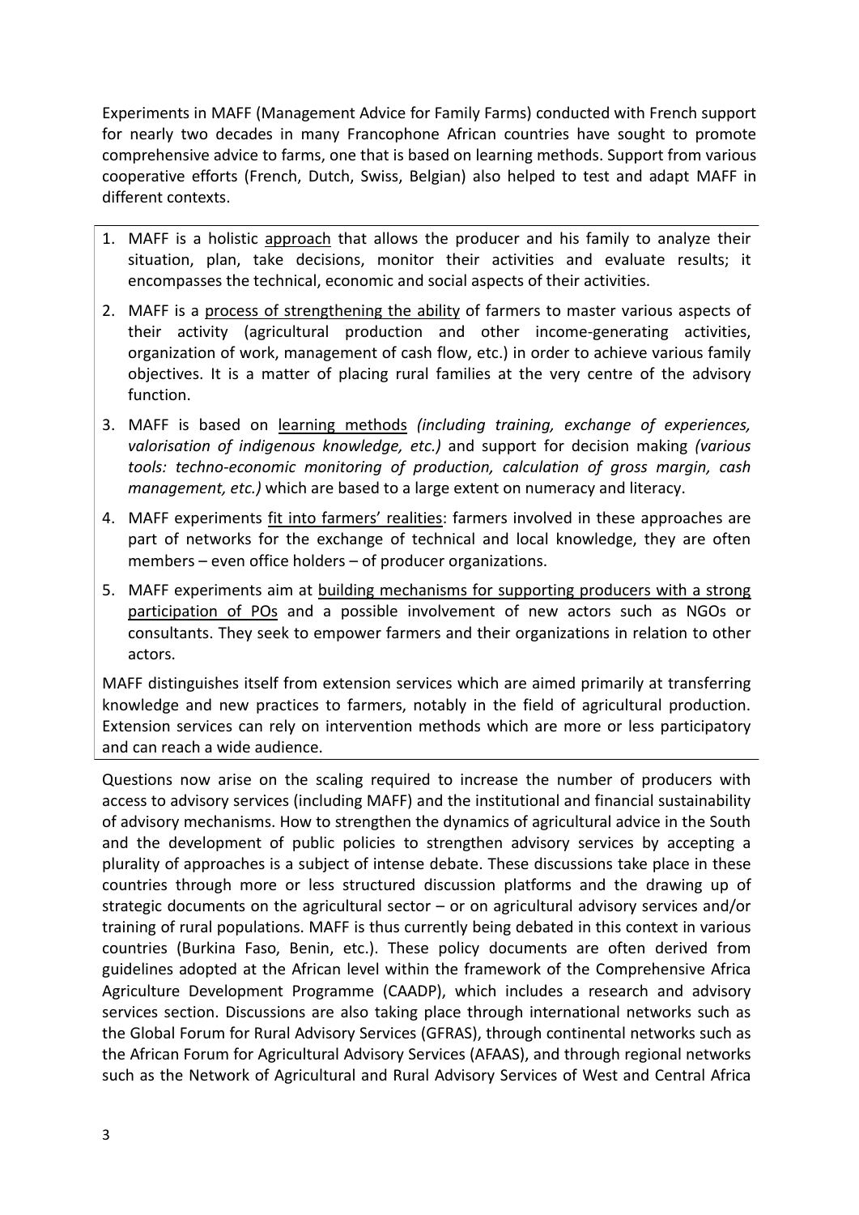Experiments in MAFF (Management Advice for Family Farms) conducted with French support for nearly two decades in many Francophone African countries have sought to promote comprehensive advice to farms, one that is based on learning methods. Support from various cooperative efforts (French, Dutch, Swiss, Belgian) also helped to test and adapt MAFF in different contexts.

1. MAFF is a holistic <u>approach</u> that allows the producer and his family to analyze their situation, plan, take decisions, monitor their activities and evaluate results; it encompasses the technical, economic and social aspects of their activities.
2. MAFF is a <u>process of strengthening the ability</u> of farmers to master various aspects of their activity (agricultural production and other income-generating activities, organization of work, management of cash flow, etc.) in order to achieve various family objectives. It is a matter of placing rural families at the very centre of the advisory function.
3. MAFF is based on <u>learning methods</u> *(including training, exchange of experiences, valorisation of indigenous knowledge, etc.)* and support for decision making *(various tools: techno-economic monitoring of production, calculation of gross margin, cash management, etc.)* which are based to a large extent on numeracy and literacy.
4. MAFF experiments <u>fit into farmers' realities</u>: farmers involved in these approaches are part of networks for the exchange of technical and local knowledge, they are often members – even office holders – of producer organizations.
5. MAFF experiments aim at <u>building mechanisms for supporting producers with a strong participation of POs</u> and a possible involvement of new actors such as NGOs or consultants. They seek to empower farmers and their organizations in relation to other actors.

MAFF distinguishes itself from extension services which are aimed primarily at transferring knowledge and new practices to farmers, notably in the field of agricultural production. Extension services can rely on intervention methods which are more or less participatory and can reach a wide audience.

Questions now arise on the scaling required to increase the number of producers with access to advisory services (including MAFF) and the institutional and financial sustainability of advisory mechanisms. How to strengthen the dynamics of agricultural advice in the South and the development of public policies to strengthen advisory services by accepting a plurality of approaches is a subject of intense debate. These discussions take place in these countries through more or less structured discussion platforms and the drawing up of strategic documents on the agricultural sector – or on agricultural advisory services and/or training of rural populations. MAFF is thus currently being debated in this context in various countries (Burkina Faso, Benin, etc.). These policy documents are often derived from guidelines adopted at the African level within the framework of the Comprehensive Africa Agriculture Development Programme (CAADP), which includes a research and advisory services section. Discussions are also taking place through international networks such as the Global Forum for Rural Advisory Services (GFRAS), through continental networks such as the African Forum for Agricultural Advisory Services (AFAAS), and through regional networks such as the Network of Agricultural and Rural Advisory Services of West and Central Africa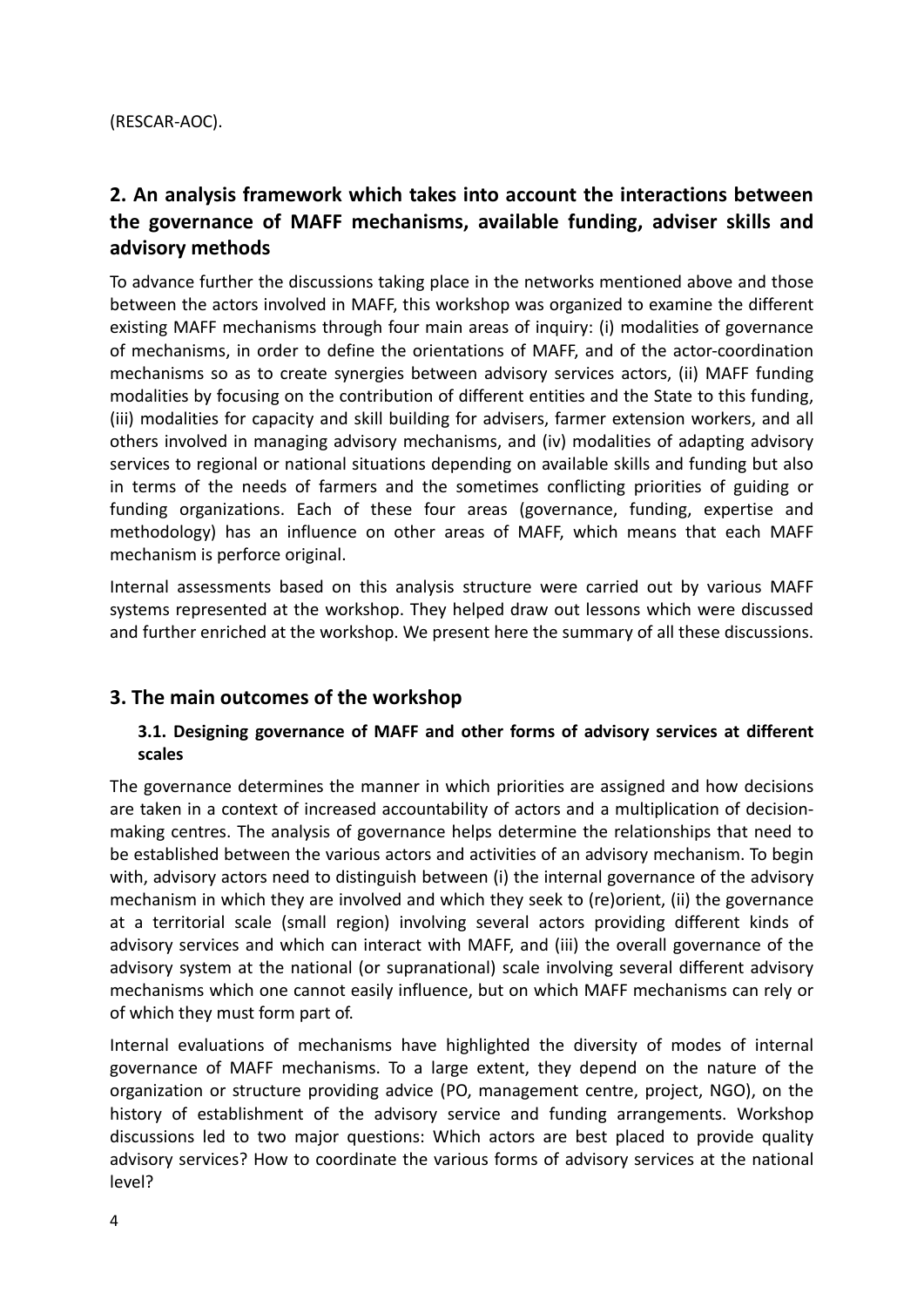(RESCAR-AOC).

## 2. An analysis framework which takes into account the interactions between the governance of MAFF mechanisms, available funding, adviser skills and advisory methods

To advance further the discussions taking place in the networks mentioned above and those between the actors involved in MAFF, this workshop was organized to examine the different existing MAFF mechanisms through four main areas of inquiry: (i) modalities of governance of mechanisms, in order to define the orientations of MAFF, and of the actor-coordination mechanisms so as to create synergies between advisory services actors, (ii) MAFF funding modalities by focusing on the contribution of different entities and the State to this funding, (iii) modalities for capacity and skill building for advisers, farmer extension workers, and all others involved in managing advisory mechanisms, and (iv) modalities of adapting advisory services to regional or national situations depending on available skills and funding but also in terms of the needs of farmers and the sometimes conflicting priorities of guiding or funding organizations. Each of these four areas (governance, funding, expertise and methodology) has an influence on other areas of MAFF, which means that each MAFF mechanism is perforce original.

Internal assessments based on this analysis structure were carried out by various MAFF systems represented at the workshop. They helped draw out lessons which were discussed and further enriched at the workshop. We present here the summary of all these discussions.

## 3. The main outcomes of the workshop

### 3.1. Designing governance of MAFF and other forms of advisory services at different scales

The governance determines the manner in which priorities are assigned and how decisions are taken in a context of increased accountability of actors and a multiplication of decision-making centres. The analysis of governance helps determine the relationships that need to be established between the various actors and activities of an advisory mechanism. To begin with, advisory actors need to distinguish between (i) the internal governance of the advisory mechanism in which they are involved and which they seek to (re)orient, (ii) the governance at a territorial scale (small region) involving several actors providing different kinds of advisory services and which can interact with MAFF, and (iii) the overall governance of the advisory system at the national (or supranational) scale involving several different advisory mechanisms which one cannot easily influence, but on which MAFF mechanisms can rely or of which they must form part of.

Internal evaluations of mechanisms have highlighted the diversity of modes of internal governance of MAFF mechanisms. To a large extent, they depend on the nature of the organization or structure providing advice (PO, management centre, project, NGO), on the history of establishment of the advisory service and funding arrangements. Workshop discussions led to two major questions: Which actors are best placed to provide quality advisory services? How to coordinate the various forms of advisory services at the national level?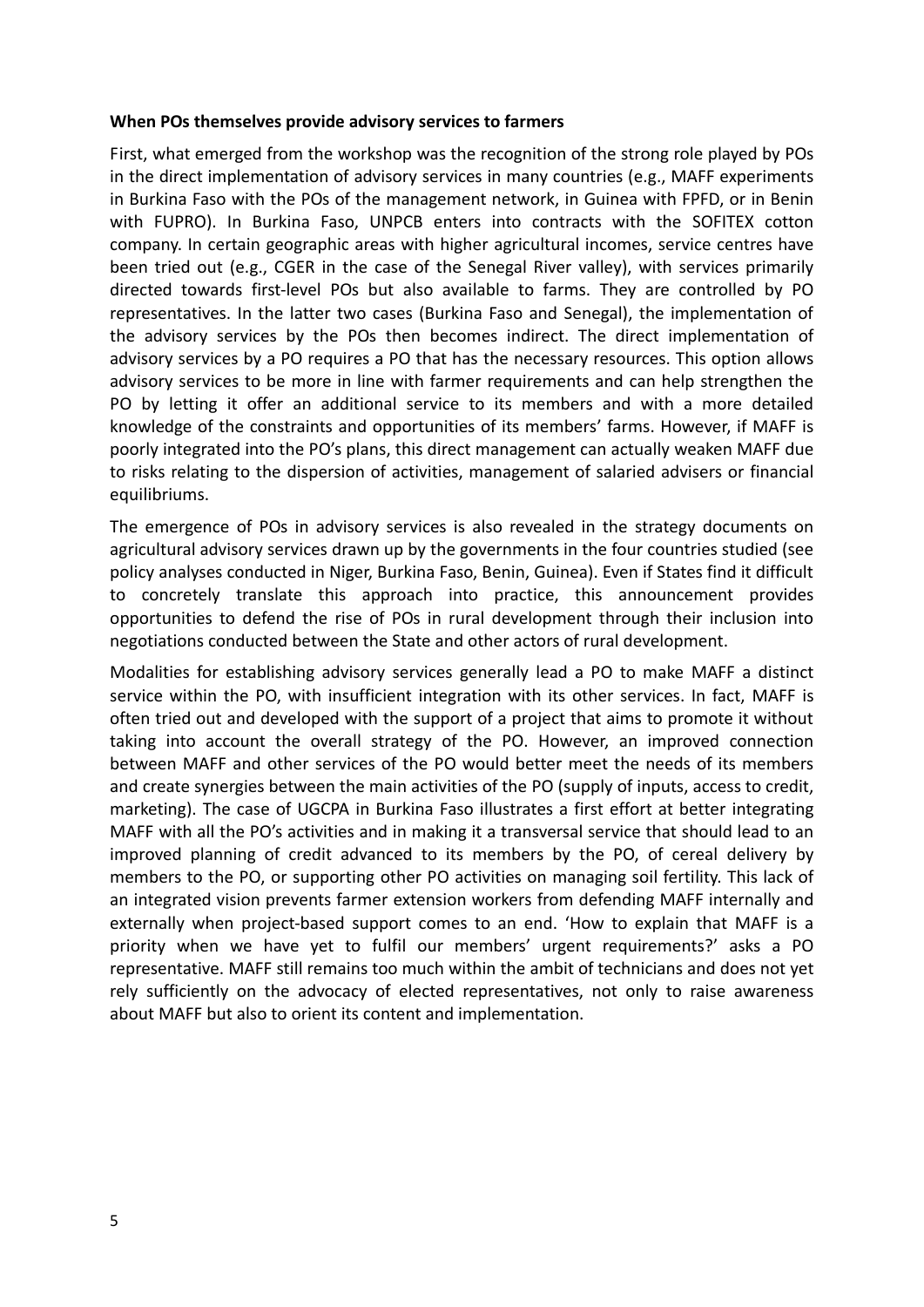**When POs themselves provide advisory services to farmers**

First, what emerged from the workshop was the recognition of the strong role played by POs in the direct implementation of advisory services in many countries (e.g., MAFF experiments in Burkina Faso with the POs of the management network, in Guinea with FPFD, or in Benin with FUPRO). In Burkina Faso, UNPCB enters into contracts with the SOFITEX cotton company. In certain geographic areas with higher agricultural incomes, service centres have been tried out (e.g., CGER in the case of the Senegal River valley), with services primarily directed towards first-level POs but also available to farms. They are controlled by PO representatives. In the latter two cases (Burkina Faso and Senegal), the implementation of the advisory services by the POs then becomes indirect. The direct implementation of advisory services by a PO requires a PO that has the necessary resources. This option allows advisory services to be more in line with farmer requirements and can help strengthen the PO by letting it offer an additional service to its members and with a more detailed knowledge of the constraints and opportunities of its members' farms. However, if MAFF is poorly integrated into the PO's plans, this direct management can actually weaken MAFF due to risks relating to the dispersion of activities, management of salaried advisers or financial equilibriums.

The emergence of POs in advisory services is also revealed in the strategy documents on agricultural advisory services drawn up by the governments in the four countries studied (see policy analyses conducted in Niger, Burkina Faso, Benin, Guinea). Even if States find it difficult to concretely translate this approach into practice, this announcement provides opportunities to defend the rise of POs in rural development through their inclusion into negotiations conducted between the State and other actors of rural development.

Modalities for establishing advisory services generally lead a PO to make MAFF a distinct service within the PO, with insufficient integration with its other services. In fact, MAFF is often tried out and developed with the support of a project that aims to promote it without taking into account the overall strategy of the PO. However, an improved connection between MAFF and other services of the PO would better meet the needs of its members and create synergies between the main activities of the PO (supply of inputs, access to credit, marketing). The case of UGCPA in Burkina Faso illustrates a first effort at better integrating MAFF with all the PO's activities and in making it a transversal service that should lead to an improved planning of credit advanced to its members by the PO, of cereal delivery by members to the PO, or supporting other PO activities on managing soil fertility. This lack of an integrated vision prevents farmer extension workers from defending MAFF internally and externally when project-based support comes to an end. 'How to explain that MAFF is a priority when we have yet to fulfil our members' urgent requirements?' asks a PO representative. MAFF still remains too much within the ambit of technicians and does not yet rely sufficiently on the advocacy of elected representatives, not only to raise awareness about MAFF but also to orient its content and implementation.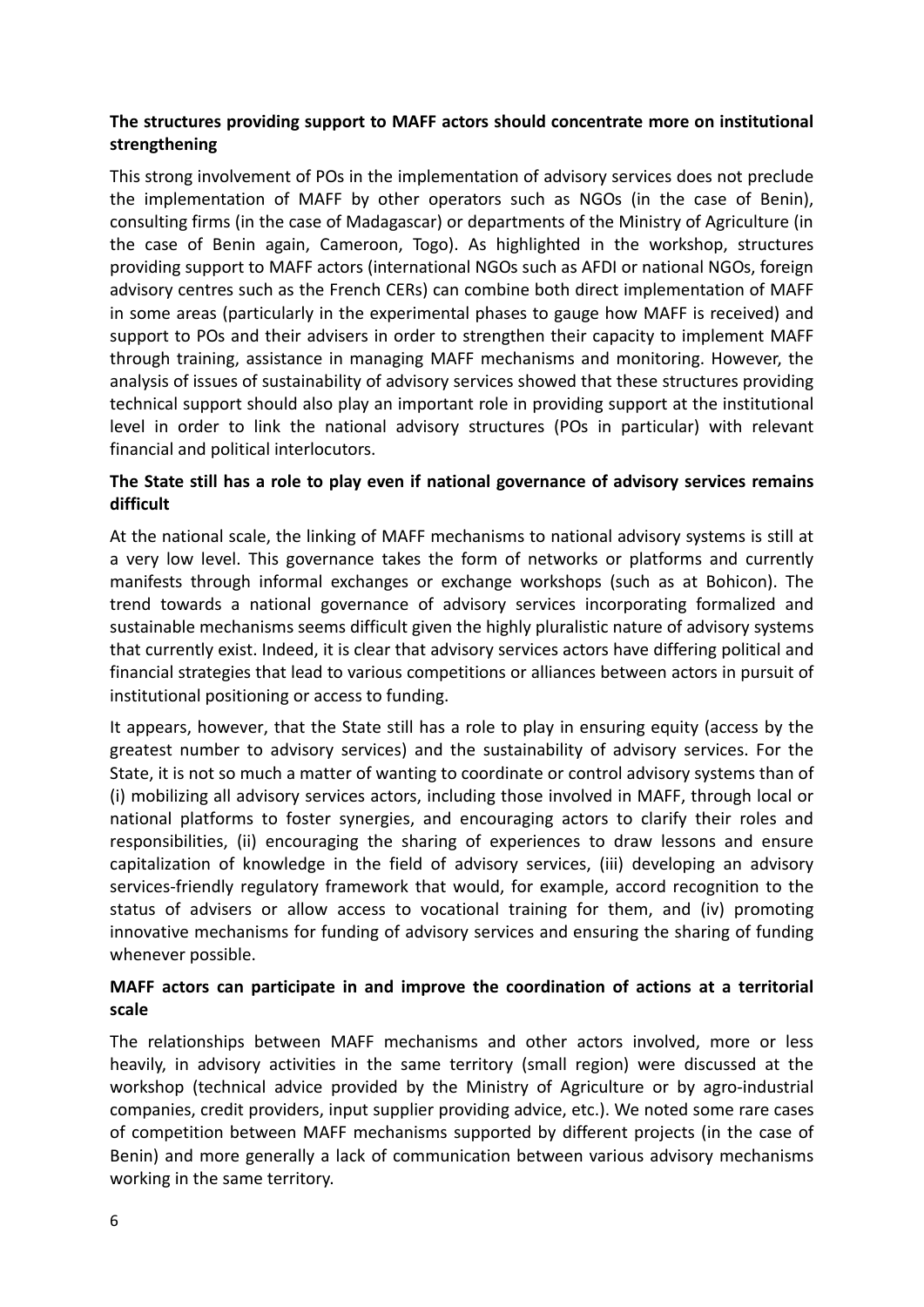**The structures providing support to MAFF actors should concentrate more on institutional strengthening**

This strong involvement of POs in the implementation of advisory services does not preclude the implementation of MAFF by other operators such as NGOs (in the case of Benin), consulting firms (in the case of Madagascar) or departments of the Ministry of Agriculture (in the case of Benin again, Cameroon, Togo). As highlighted in the workshop, structures providing support to MAFF actors (international NGOs such as AFDI or national NGOs, foreign advisory centres such as the French CERs) can combine both direct implementation of MAFF in some areas (particularly in the experimental phases to gauge how MAFF is received) and support to POs and their advisers in order to strengthen their capacity to implement MAFF through training, assistance in managing MAFF mechanisms and monitoring. However, the analysis of issues of sustainability of advisory services showed that these structures providing technical support should also play an important role in providing support at the institutional level in order to link the national advisory structures (POs in particular) with relevant financial and political interlocutors.

**The State still has a role to play even if national governance of advisory services remains difficult**

At the national scale, the linking of MAFF mechanisms to national advisory systems is still at a very low level. This governance takes the form of networks or platforms and currently manifests through informal exchanges or exchange workshops (such as at Bohicon). The trend towards a national governance of advisory services incorporating formalized and sustainable mechanisms seems difficult given the highly pluralistic nature of advisory systems that currently exist. Indeed, it is clear that advisory services actors have differing political and financial strategies that lead to various competitions or alliances between actors in pursuit of institutional positioning or access to funding.

It appears, however, that the State still has a role to play in ensuring equity (access by the greatest number to advisory services) and the sustainability of advisory services. For the State, it is not so much a matter of wanting to coordinate or control advisory systems than of (i) mobilizing all advisory services actors, including those involved in MAFF, through local or national platforms to foster synergies, and encouraging actors to clarify their roles and responsibilities, (ii) encouraging the sharing of experiences to draw lessons and ensure capitalization of knowledge in the field of advisory services, (iii) developing an advisory services-friendly regulatory framework that would, for example, accord recognition to the status of advisers or allow access to vocational training for them, and (iv) promoting innovative mechanisms for funding of advisory services and ensuring the sharing of funding whenever possible.

**MAFF actors can participate in and improve the coordination of actions at a territorial scale**

The relationships between MAFF mechanisms and other actors involved, more or less heavily, in advisory activities in the same territory (small region) were discussed at the workshop (technical advice provided by the Ministry of Agriculture or by agro-industrial companies, credit providers, input supplier providing advice, etc.). We noted some rare cases of competition between MAFF mechanisms supported by different projects (in the case of Benin) and more generally a lack of communication between various advisory mechanisms working in the same territory.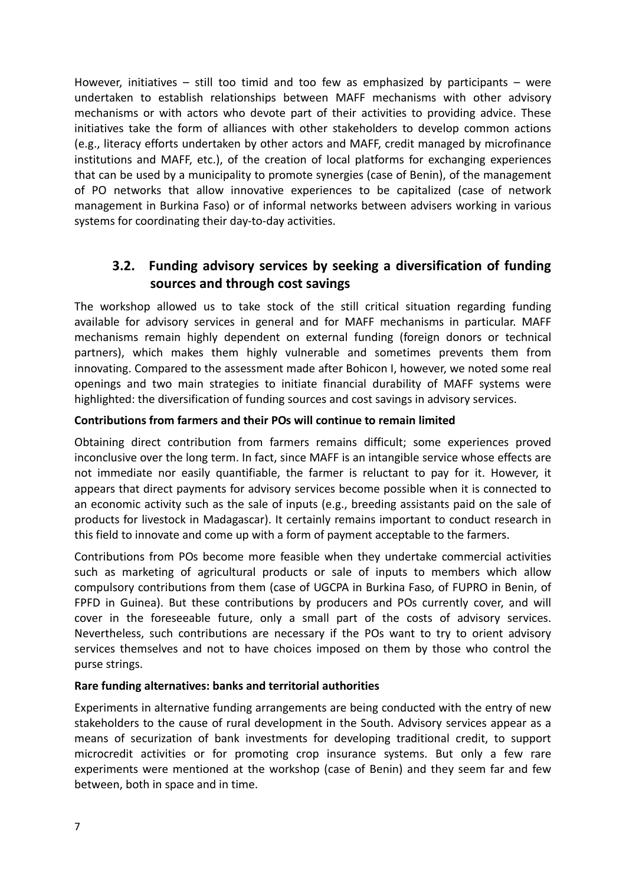However, initiatives – still too timid and too few as emphasized by participants – were undertaken to establish relationships between MAFF mechanisms with other advisory mechanisms or with actors who devote part of their activities to providing advice. These initiatives take the form of alliances with other stakeholders to develop common actions (e.g., literacy efforts undertaken by other actors and MAFF, credit managed by microfinance institutions and MAFF, etc.), of the creation of local platforms for exchanging experiences that can be used by a municipality to promote synergies (case of Benin), of the management of PO networks that allow innovative experiences to be capitalized (case of network management in Burkina Faso) or of informal networks between advisers working in various systems for coordinating their day-to-day activities.

## 3.2. Funding advisory services by seeking a diversification of funding sources and through cost savings

The workshop allowed us to take stock of the still critical situation regarding funding available for advisory services in general and for MAFF mechanisms in particular. MAFF mechanisms remain highly dependent on external funding (foreign donors or technical partners), which makes them highly vulnerable and sometimes prevents them from innovating. Compared to the assessment made after Bohicon I, however, we noted some real openings and two main strategies to initiate financial durability of MAFF systems were highlighted: the diversification of funding sources and cost savings in advisory services.

**Contributions from farmers and their POs will continue to remain limited**

Obtaining direct contribution from farmers remains difficult; some experiences proved inconclusive over the long term. In fact, since MAFF is an intangible service whose effects are not immediate nor easily quantifiable, the farmer is reluctant to pay for it. However, it appears that direct payments for advisory services become possible when it is connected to an economic activity such as the sale of inputs (e.g., breeding assistants paid on the sale of products for livestock in Madagascar). It certainly remains important to conduct research in this field to innovate and come up with a form of payment acceptable to the farmers.

Contributions from POs become more feasible when they undertake commercial activities such as marketing of agricultural products or sale of inputs to members which allow compulsory contributions from them (case of UGCPA in Burkina Faso, of FUPRO in Benin, of FPFD in Guinea). But these contributions by producers and POs currently cover, and will cover in the foreseeable future, only a small part of the costs of advisory services. Nevertheless, such contributions are necessary if the POs want to try to orient advisory services themselves and not to have choices imposed on them by those who control the purse strings.

**Rare funding alternatives: banks and territorial authorities**

Experiments in alternative funding arrangements are being conducted with the entry of new stakeholders to the cause of rural development in the South. Advisory services appear as a means of securization of bank investments for developing traditional credit, to support microcredit activities or for promoting crop insurance systems. But only a few rare experiments were mentioned at the workshop (case of Benin) and they seem far and few between, both in space and in time.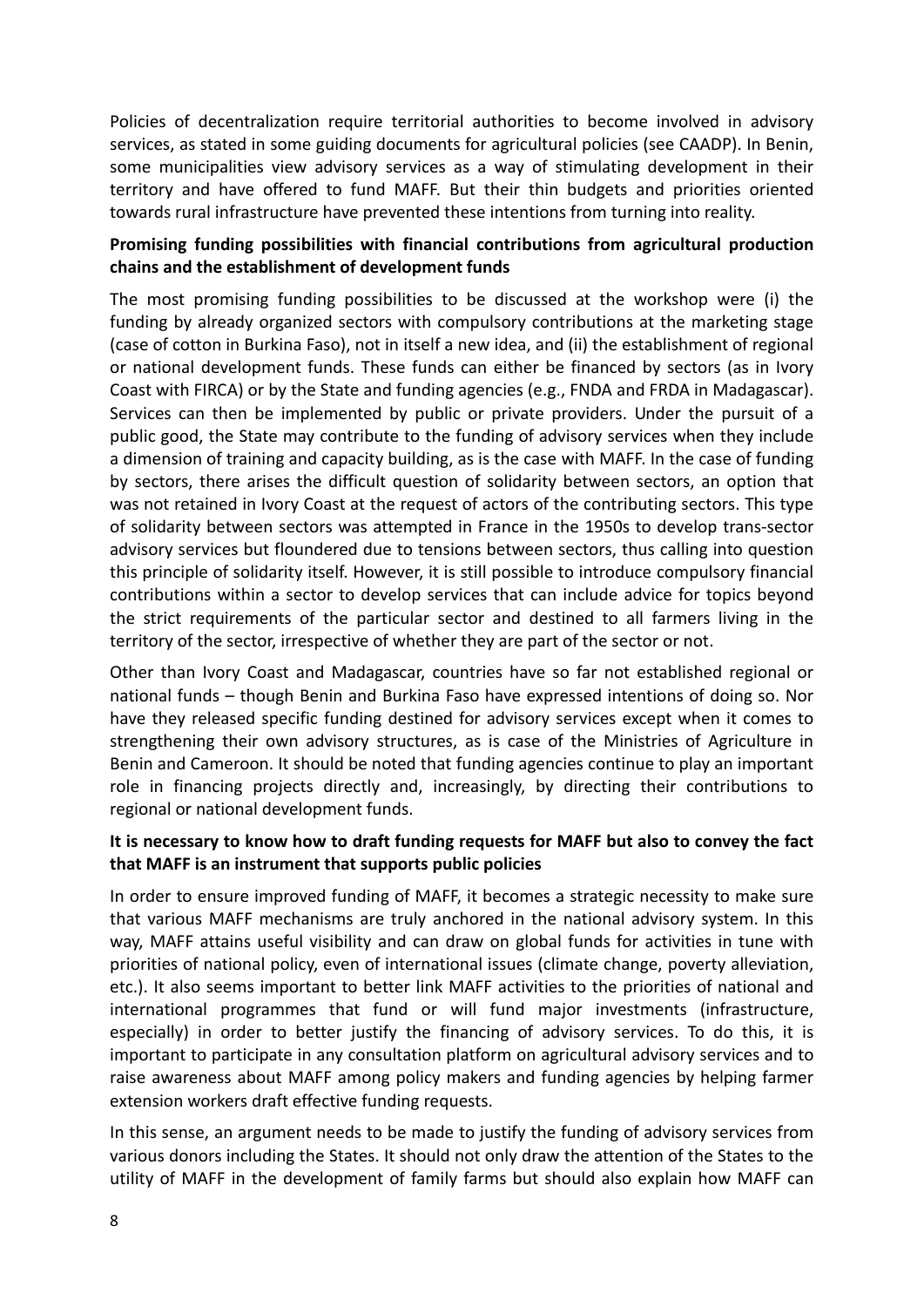Policies of decentralization require territorial authorities to become involved in advisory services, as stated in some guiding documents for agricultural policies (see CAADP). In Benin, some municipalities view advisory services as a way of stimulating development in their territory and have offered to fund MAFF. But their thin budgets and priorities oriented towards rural infrastructure have prevented these intentions from turning into reality.

**Promising funding possibilities with financial contributions from agricultural production chains and the establishment of development funds**

The most promising funding possibilities to be discussed at the workshop were (i) the funding by already organized sectors with compulsory contributions at the marketing stage (case of cotton in Burkina Faso), not in itself a new idea, and (ii) the establishment of regional or national development funds. These funds can either be financed by sectors (as in Ivory Coast with FIRCA) or by the State and funding agencies (e.g., FNDA and FRDA in Madagascar). Services can then be implemented by public or private providers. Under the pursuit of a public good, the State may contribute to the funding of advisory services when they include a dimension of training and capacity building, as is the case with MAFF. In the case of funding by sectors, there arises the difficult question of solidarity between sectors, an option that was not retained in Ivory Coast at the request of actors of the contributing sectors. This type of solidarity between sectors was attempted in France in the 1950s to develop trans-sector advisory services but floundered due to tensions between sectors, thus calling into question this principle of solidarity itself. However, it is still possible to introduce compulsory financial contributions within a sector to develop services that can include advice for topics beyond the strict requirements of the particular sector and destined to all farmers living in the territory of the sector, irrespective of whether they are part of the sector or not.

Other than Ivory Coast and Madagascar, countries have so far not established regional or national funds – though Benin and Burkina Faso have expressed intentions of doing so. Nor have they released specific funding destined for advisory services except when it comes to strengthening their own advisory structures, as is case of the Ministries of Agriculture in Benin and Cameroon. It should be noted that funding agencies continue to play an important role in financing projects directly and, increasingly, by directing their contributions to regional or national development funds.

**It is necessary to know how to draft funding requests for MAFF but also to convey the fact that MAFF is an instrument that supports public policies**

In order to ensure improved funding of MAFF, it becomes a strategic necessity to make sure that various MAFF mechanisms are truly anchored in the national advisory system. In this way, MAFF attains useful visibility and can draw on global funds for activities in tune with priorities of national policy, even of international issues (climate change, poverty alleviation, etc.). It also seems important to better link MAFF activities to the priorities of national and international programmes that fund or will fund major investments (infrastructure, especially) in order to better justify the financing of advisory services. To do this, it is important to participate in any consultation platform on agricultural advisory services and to raise awareness about MAFF among policy makers and funding agencies by helping farmer extension workers draft effective funding requests.

In this sense, an argument needs to be made to justify the funding of advisory services from various donors including the States. It should not only draw the attention of the States to the utility of MAFF in the development of family farms but should also explain how MAFF can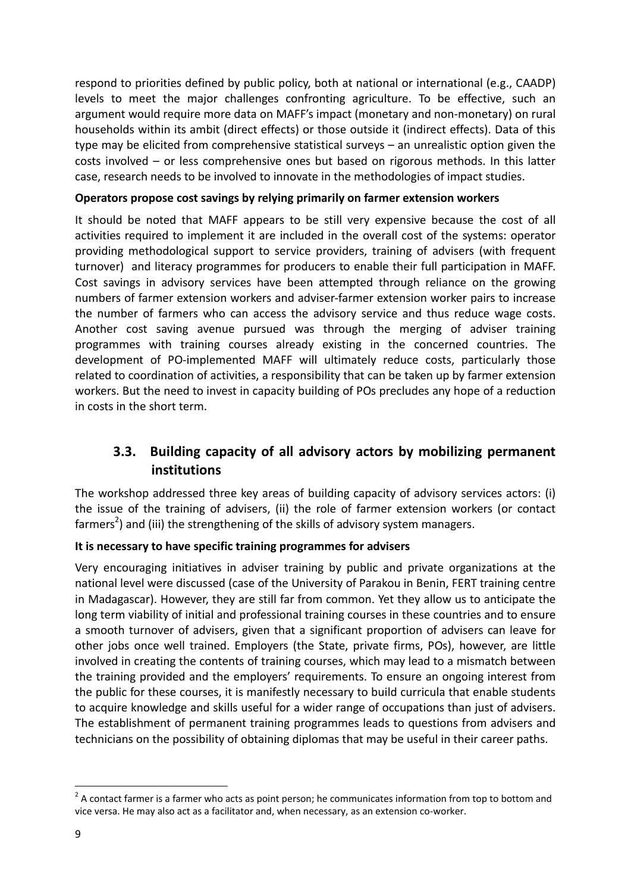respond to priorities defined by public policy, both at national or international (e.g., CAADP) levels to meet the major challenges confronting agriculture. To be effective, such an argument would require more data on MAFF's impact (monetary and non-monetary) on rural households within its ambit (direct effects) or those outside it (indirect effects). Data of this type may be elicited from comprehensive statistical surveys – an unrealistic option given the costs involved – or less comprehensive ones but based on rigorous methods. In this latter case, research needs to be involved to innovate in the methodologies of impact studies.

**Operators propose cost savings by relying primarily on farmer extension workers**

It should be noted that MAFF appears to be still very expensive because the cost of all activities required to implement it are included in the overall cost of the systems: operator providing methodological support to service providers, training of advisers (with frequent turnover) and literacy programmes for producers to enable their full participation in MAFF. Cost savings in advisory services have been attempted through reliance on the growing numbers of farmer extension workers and adviser-farmer extension worker pairs to increase the number of farmers who can access the advisory service and thus reduce wage costs. Another cost saving avenue pursued was through the merging of adviser training programmes with training courses already existing in the concerned countries. The development of PO-implemented MAFF will ultimately reduce costs, particularly those related to coordination of activities, a responsibility that can be taken up by farmer extension workers. But the need to invest in capacity building of POs precludes any hope of a reduction in costs in the short term.

## 3.3. Building capacity of all advisory actors by mobilizing permanent institutions

The workshop addressed three key areas of building capacity of advisory services actors: (i) the issue of the training of advisers, (ii) the role of farmer extension workers (or contact farmers[2]) and (iii) the strengthening of the skills of advisory system managers.

**It is necessary to have specific training programmes for advisers**

Very encouraging initiatives in adviser training by public and private organizations at the national level were discussed (case of the University of Parakou in Benin, FERT training centre in Madagascar). However, they are still far from common. Yet they allow us to anticipate the long term viability of initial and professional training courses in these countries and to ensure a smooth turnover of advisers, given that a significant proportion of advisers can leave for other jobs once well trained. Employers (the State, private firms, POs), however, are little involved in creating the contents of training courses, which may lead to a mismatch between the training provided and the employers' requirements. To ensure an ongoing interest from the public for these courses, it is manifestly necessary to build curricula that enable students to acquire knowledge and skills useful for a wider range of occupations than just of advisers. The establishment of permanent training programmes leads to questions from advisers and technicians on the possibility of obtaining diplomas that may be useful in their career paths.

[2] A contact farmer is a farmer who acts as point person; he communicates information from top to bottom and vice versa. He may also act as a facilitator and, when necessary, as an extension co-worker.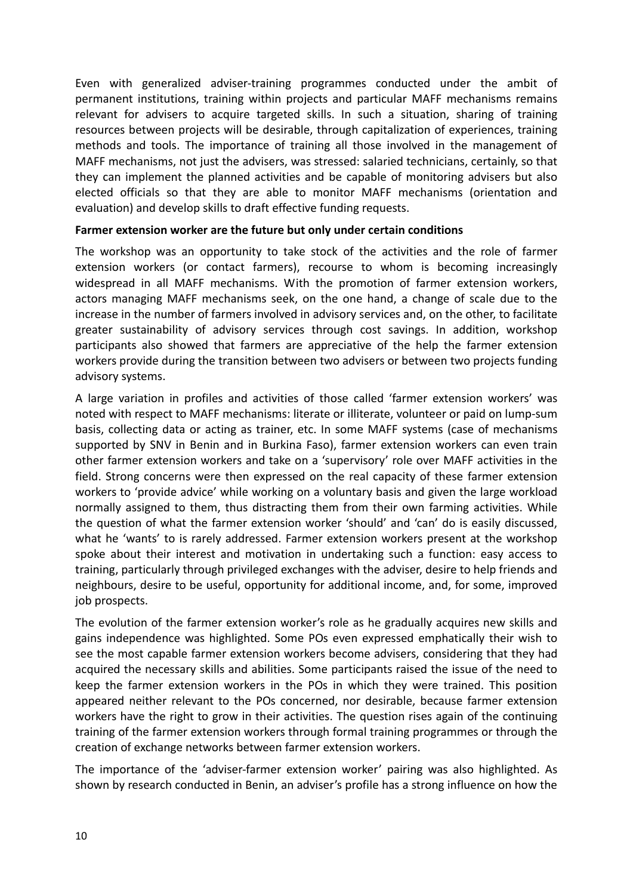Even with generalized adviser-training programmes conducted under the ambit of permanent institutions, training within projects and particular MAFF mechanisms remains relevant for advisers to acquire targeted skills. In such a situation, sharing of training resources between projects will be desirable, through capitalization of experiences, training methods and tools. The importance of training all those involved in the management of MAFF mechanisms, not just the advisers, was stressed: salaried technicians, certainly, so that they can implement the planned activities and be capable of monitoring advisers but also elected officials so that they are able to monitor MAFF mechanisms (orientation and evaluation) and develop skills to draft effective funding requests.

**Farmer extension worker are the future but only under certain conditions**

The workshop was an opportunity to take stock of the activities and the role of farmer extension workers (or contact farmers), recourse to whom is becoming increasingly widespread in all MAFF mechanisms. With the promotion of farmer extension workers, actors managing MAFF mechanisms seek, on the one hand, a change of scale due to the increase in the number of farmers involved in advisory services and, on the other, to facilitate greater sustainability of advisory services through cost savings. In addition, workshop participants also showed that farmers are appreciative of the help the farmer extension workers provide during the transition between two advisers or between two projects funding advisory systems.

A large variation in profiles and activities of those called 'farmer extension workers' was noted with respect to MAFF mechanisms: literate or illiterate, volunteer or paid on lump-sum basis, collecting data or acting as trainer, etc. In some MAFF systems (case of mechanisms supported by SNV in Benin and in Burkina Faso), farmer extension workers can even train other farmer extension workers and take on a 'supervisory' role over MAFF activities in the field. Strong concerns were then expressed on the real capacity of these farmer extension workers to 'provide advice' while working on a voluntary basis and given the large workload normally assigned to them, thus distracting them from their own farming activities. While the question of what the farmer extension worker 'should' and 'can' do is easily discussed, what he 'wants' to is rarely addressed. Farmer extension workers present at the workshop spoke about their interest and motivation in undertaking such a function: easy access to training, particularly through privileged exchanges with the adviser, desire to help friends and neighbours, desire to be useful, opportunity for additional income, and, for some, improved job prospects.

The evolution of the farmer extension worker's role as he gradually acquires new skills and gains independence was highlighted. Some POs even expressed emphatically their wish to see the most capable farmer extension workers become advisers, considering that they had acquired the necessary skills and abilities. Some participants raised the issue of the need to keep the farmer extension workers in the POs in which they were trained. This position appeared neither relevant to the POs concerned, nor desirable, because farmer extension workers have the right to grow in their activities. The question rises again of the continuing training of the farmer extension workers through formal training programmes or through the creation of exchange networks between farmer extension workers.

The importance of the 'adviser-farmer extension worker' pairing was also highlighted. As shown by research conducted in Benin, an adviser's profile has a strong influence on how the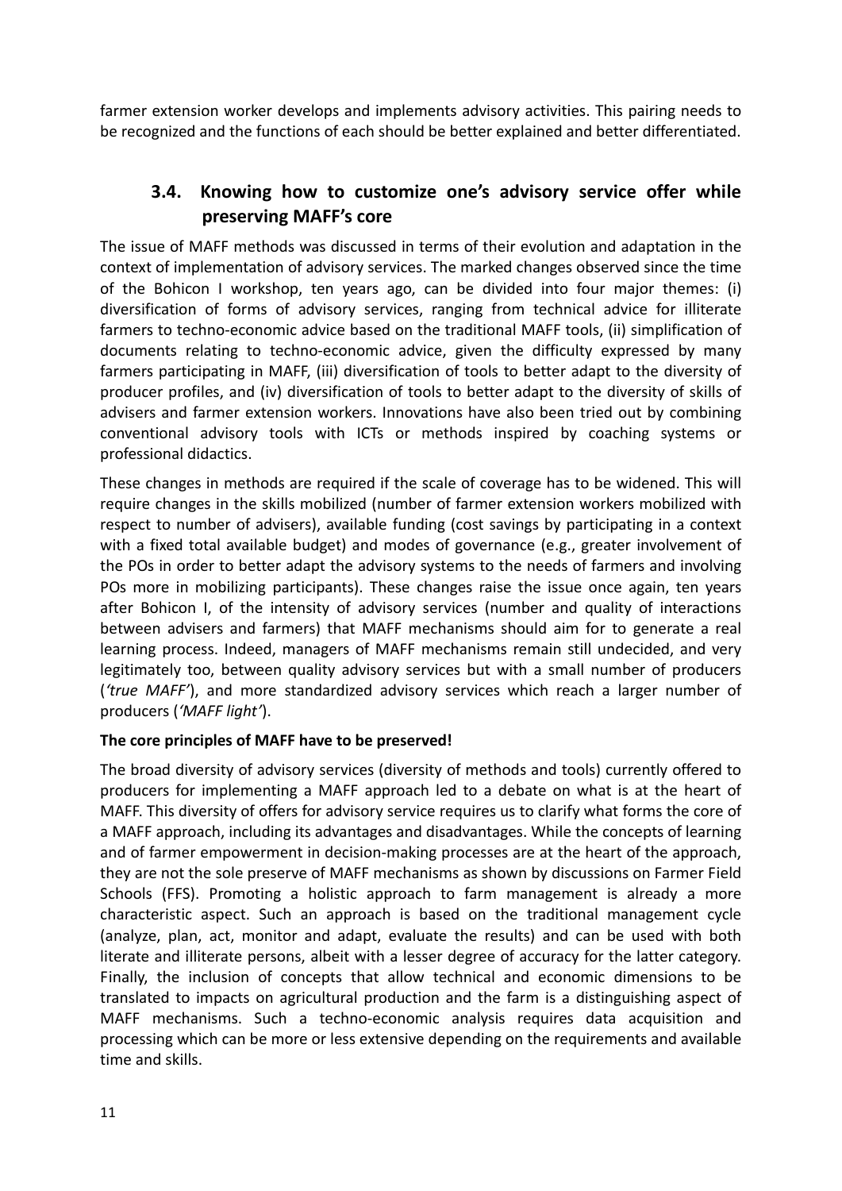farmer extension worker develops and implements advisory activities. This pairing needs to be recognized and the functions of each should be better explained and better differentiated.

### 3.4. Knowing how to customize one's advisory service offer while preserving MAFF's core

The issue of MAFF methods was discussed in terms of their evolution and adaptation in the context of implementation of advisory services. The marked changes observed since the time of the Bohicon I workshop, ten years ago, can be divided into four major themes: (i) diversification of forms of advisory services, ranging from technical advice for illiterate farmers to techno-economic advice based on the traditional MAFF tools, (ii) simplification of documents relating to techno-economic advice, given the difficulty expressed by many farmers participating in MAFF, (iii) diversification of tools to better adapt to the diversity of producer profiles, and (iv) diversification of tools to better adapt to the diversity of skills of advisers and farmer extension workers. Innovations have also been tried out by combining conventional advisory tools with ICTs or methods inspired by coaching systems or professional didactics.

These changes in methods are required if the scale of coverage has to be widened. This will require changes in the skills mobilized (number of farmer extension workers mobilized with respect to number of advisers), available funding (cost savings by participating in a context with a fixed total available budget) and modes of governance (e.g., greater involvement of the POs in order to better adapt the advisory systems to the needs of farmers and involving POs more in mobilizing participants). These changes raise the issue once again, ten years after Bohicon I, of the intensity of advisory services (number and quality of interactions between advisers and farmers) that MAFF mechanisms should aim for to generate a real learning process. Indeed, managers of MAFF mechanisms remain still undecided, and very legitimately too, between quality advisory services but with a small number of producers (*'true MAFF'*), and more standardized advisory services which reach a larger number of producers (*'MAFF light'*).

**The core principles of MAFF have to be preserved!**

The broad diversity of advisory services (diversity of methods and tools) currently offered to producers for implementing a MAFF approach led to a debate on what is at the heart of MAFF. This diversity of offers for advisory service requires us to clarify what forms the core of a MAFF approach, including its advantages and disadvantages. While the concepts of learning and of farmer empowerment in decision-making processes are at the heart of the approach, they are not the sole preserve of MAFF mechanisms as shown by discussions on Farmer Field Schools (FFS). Promoting a holistic approach to farm management is already a more characteristic aspect. Such an approach is based on the traditional management cycle (analyze, plan, act, monitor and adapt, evaluate the results) and can be used with both literate and illiterate persons, albeit with a lesser degree of accuracy for the latter category. Finally, the inclusion of concepts that allow technical and economic dimensions to be translated to impacts on agricultural production and the farm is a distinguishing aspect of MAFF mechanisms. Such a techno-economic analysis requires data acquisition and processing which can be more or less extensive depending on the requirements and available time and skills.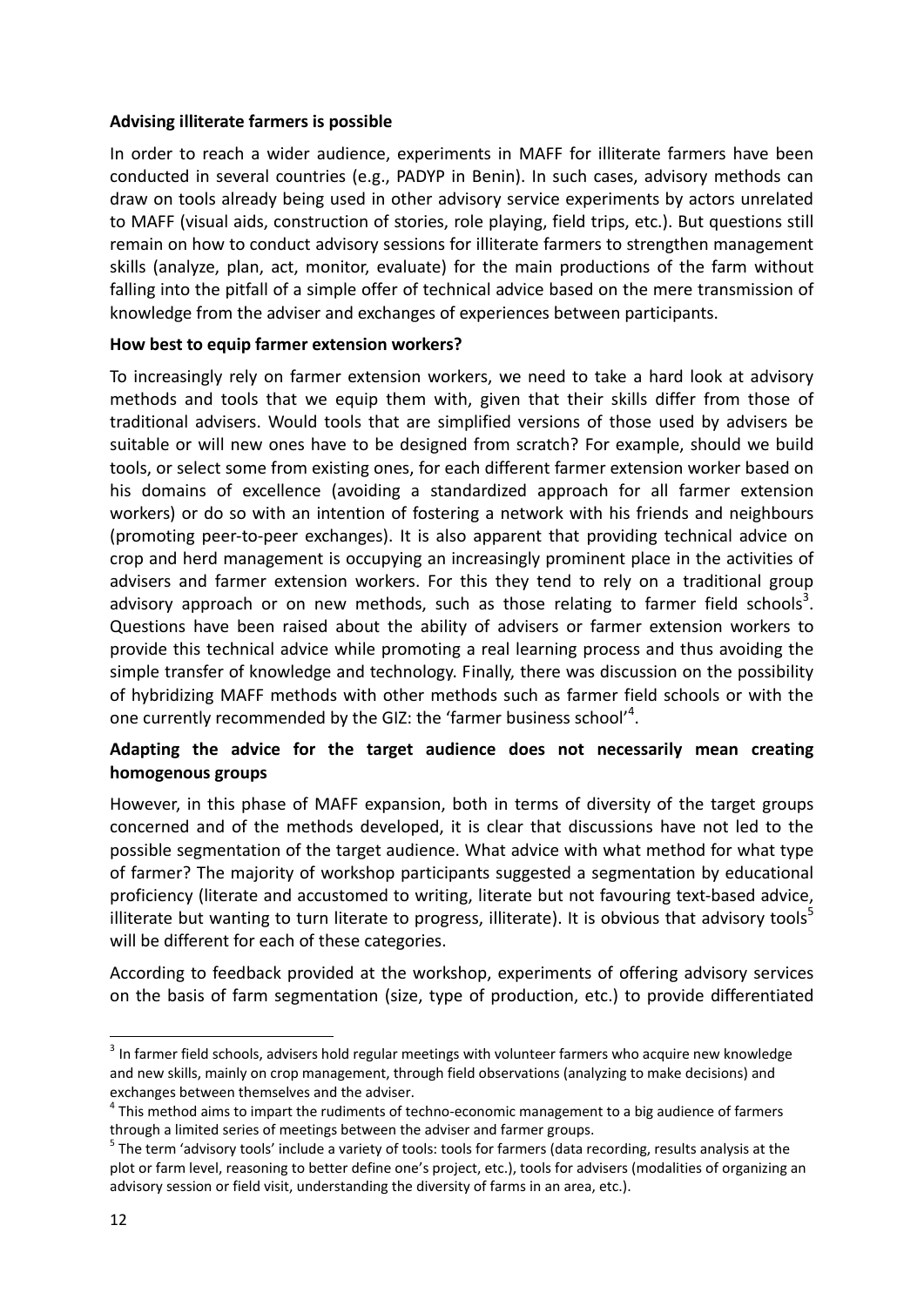**Advising illiterate farmers is possible**

In order to reach a wider audience, experiments in MAFF for illiterate farmers have been conducted in several countries (e.g., PADYP in Benin). In such cases, advisory methods can draw on tools already being used in other advisory service experiments by actors unrelated to MAFF (visual aids, construction of stories, role playing, field trips, etc.). But questions still remain on how to conduct advisory sessions for illiterate farmers to strengthen management skills (analyze, plan, act, monitor, evaluate) for the main productions of the farm without falling into the pitfall of a simple offer of technical advice based on the mere transmission of knowledge from the adviser and exchanges of experiences between participants.

**How best to equip farmer extension workers?**

To increasingly rely on farmer extension workers, we need to take a hard look at advisory methods and tools that we equip them with, given that their skills differ from those of traditional advisers. Would tools that are simplified versions of those used by advisers be suitable or will new ones have to be designed from scratch? For example, should we build tools, or select some from existing ones, for each different farmer extension worker based on his domains of excellence (avoiding a standardized approach for all farmer extension workers) or do so with an intention of fostering a network with his friends and neighbours (promoting peer-to-peer exchanges). It is also apparent that providing technical advice on crop and herd management is occupying an increasingly prominent place in the activities of advisers and farmer extension workers. For this they tend to rely on a traditional group advisory approach or on new methods, such as those relating to farmer field schools[3]. Questions have been raised about the ability of advisers or farmer extension workers to provide this technical advice while promoting a real learning process and thus avoiding the simple transfer of knowledge and technology. Finally, there was discussion on the possibility of hybridizing MAFF methods with other methods such as farmer field schools or with the one currently recommended by the GIZ: the 'farmer business school'[4].

**Adapting the advice for the target audience does not necessarily mean creating homogenous groups**

However, in this phase of MAFF expansion, both in terms of diversity of the target groups concerned and of the methods developed, it is clear that discussions have not led to the possible segmentation of the target audience. What advice with what method for what type of farmer? The majority of workshop participants suggested a segmentation by educational proficiency (literate and accustomed to writing, literate but not favouring text-based advice, illiterate but wanting to turn literate to progress, illiterate). It is obvious that advisory tools[5] will be different for each of these categories.

According to feedback provided at the workshop, experiments of offering advisory services on the basis of farm segmentation (size, type of production, etc.) to provide differentiated

---

[3] In farmer field schools, advisers hold regular meetings with volunteer farmers who acquire new knowledge and new skills, mainly on crop management, through field observations (analyzing to make decisions) and exchanges between themselves and the adviser.

[4] This method aims to impart the rudiments of techno-economic management to a big audience of farmers through a limited series of meetings between the adviser and farmer groups.

[5] The term 'advisory tools' include a variety of tools: tools for farmers (data recording, results analysis at the plot or farm level, reasoning to better define one's project, etc.), tools for advisers (modalities of organizing an advisory session or field visit, understanding the diversity of farms in an area, etc.).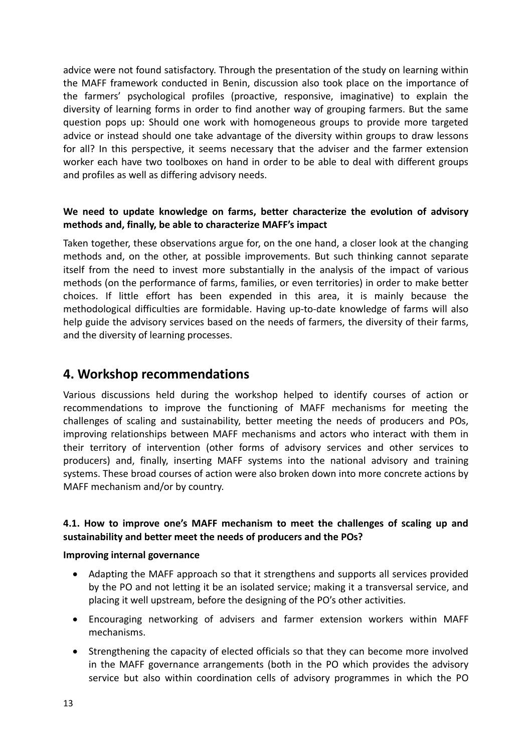advice were not found satisfactory. Through the presentation of the study on learning within the MAFF framework conducted in Benin, discussion also took place on the importance of the farmers' psychological profiles (proactive, responsive, imaginative) to explain the diversity of learning forms in order to find another way of grouping farmers. But the same question pops up: Should one work with homogeneous groups to provide more targeted advice or instead should one take advantage of the diversity within groups to draw lessons for all? In this perspective, it seems necessary that the adviser and the farmer extension worker each have two toolboxes on hand in order to be able to deal with different groups and profiles as well as differing advisory needs.

**We need to update knowledge on farms, better characterize the evolution of advisory methods and, finally, be able to characterize MAFF's impact**

Taken together, these observations argue for, on the one hand, a closer look at the changing methods and, on the other, at possible improvements. But such thinking cannot separate itself from the need to invest more substantially in the analysis of the impact of various methods (on the performance of farms, families, or even territories) in order to make better choices. If little effort has been expended in this area, it is mainly because the methodological difficulties are formidable. Having up-to-date knowledge of farms will also help guide the advisory services based on the needs of farmers, the diversity of their farms, and the diversity of learning processes.

## 4. Workshop recommendations

Various discussions held during the workshop helped to identify courses of action or recommendations to improve the functioning of MAFF mechanisms for meeting the challenges of scaling and sustainability, better meeting the needs of producers and POs, improving relationships between MAFF mechanisms and actors who interact with them in their territory of intervention (other forms of advisory services and other services to producers) and, finally, inserting MAFF systems into the national advisory and training systems. These broad courses of action were also broken down into more concrete actions by MAFF mechanism and/or by country.

### 4.1. How to improve one's MAFF mechanism to meet the challenges of scaling up and sustainability and better meet the needs of producers and the POs?

**Improving internal governance**

- Adapting the MAFF approach so that it strengthens and supports all services provided by the PO and not letting it be an isolated service; making it a transversal service, and placing it well upstream, before the designing of the PO's other activities.
- Encouraging networking of advisers and farmer extension workers within MAFF mechanisms.
- Strengthening the capacity of elected officials so that they can become more involved in the MAFF governance arrangements (both in the PO which provides the advisory service but also within coordination cells of advisory programmes in which the PO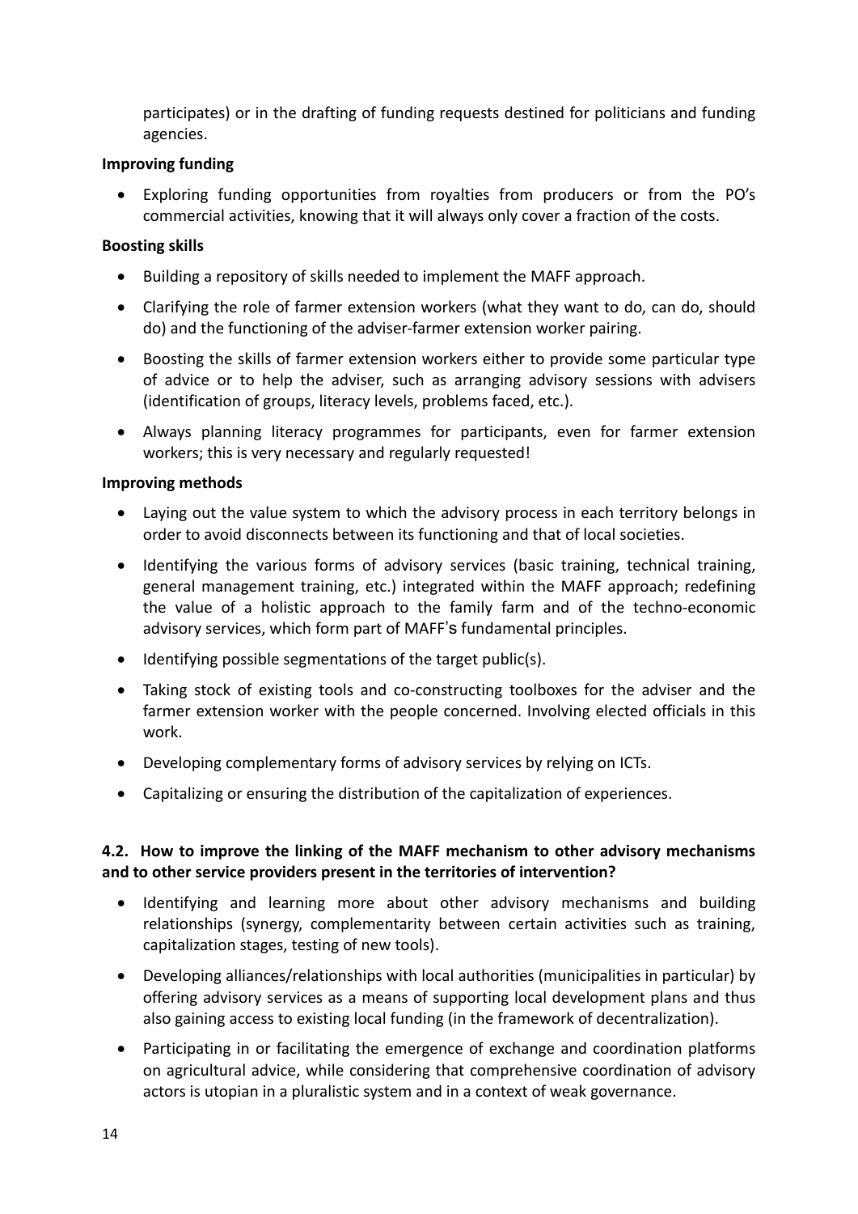participates) or in the drafting of funding requests destined for politicians and funding agencies.

**Improving funding**

- Exploring funding opportunities from royalties from producers or from the PO's commercial activities, knowing that it will always only cover a fraction of the costs.

**Boosting skills**

- Building a repository of skills needed to implement the MAFF approach.
- Clarifying the role of farmer extension workers (what they want to do, can do, should do) and the functioning of the adviser-farmer extension worker pairing.
- Boosting the skills of farmer extension workers either to provide some particular type of advice or to help the adviser, such as arranging advisory sessions with advisers (identification of groups, literacy levels, problems faced, etc.).
- Always planning literacy programmes for participants, even for farmer extension workers; this is very necessary and regularly requested!

**Improving methods**

- Laying out the value system to which the advisory process in each territory belongs in order to avoid disconnects between its functioning and that of local societies.
- Identifying the various forms of advisory services (basic training, technical training, general management training, etc.) integrated within the MAFF approach; redefining the value of a holistic approach to the family farm and of the techno-economic advisory services, which form part of MAFF's fundamental principles.
- Identifying possible segmentations of the target public(s).
- Taking stock of existing tools and co-constructing toolboxes for the adviser and the farmer extension worker with the people concerned. Involving elected officials in this work.
- Developing complementary forms of advisory services by relying on ICTs.
- Capitalizing or ensuring the distribution of the capitalization of experiences.

### 4.2. How to improve the linking of the MAFF mechanism to other advisory mechanisms and to other service providers present in the territories of intervention?

- Identifying and learning more about other advisory mechanisms and building relationships (synergy, complementarity between certain activities such as training, capitalization stages, testing of new tools).
- Developing alliances/relationships with local authorities (municipalities in particular) by offering advisory services as a means of supporting local development plans and thus also gaining access to existing local funding (in the framework of decentralization).
- Participating in or facilitating the emergence of exchange and coordination platforms on agricultural advice, while considering that comprehensive coordination of advisory actors is utopian in a pluralistic system and in a context of weak governance.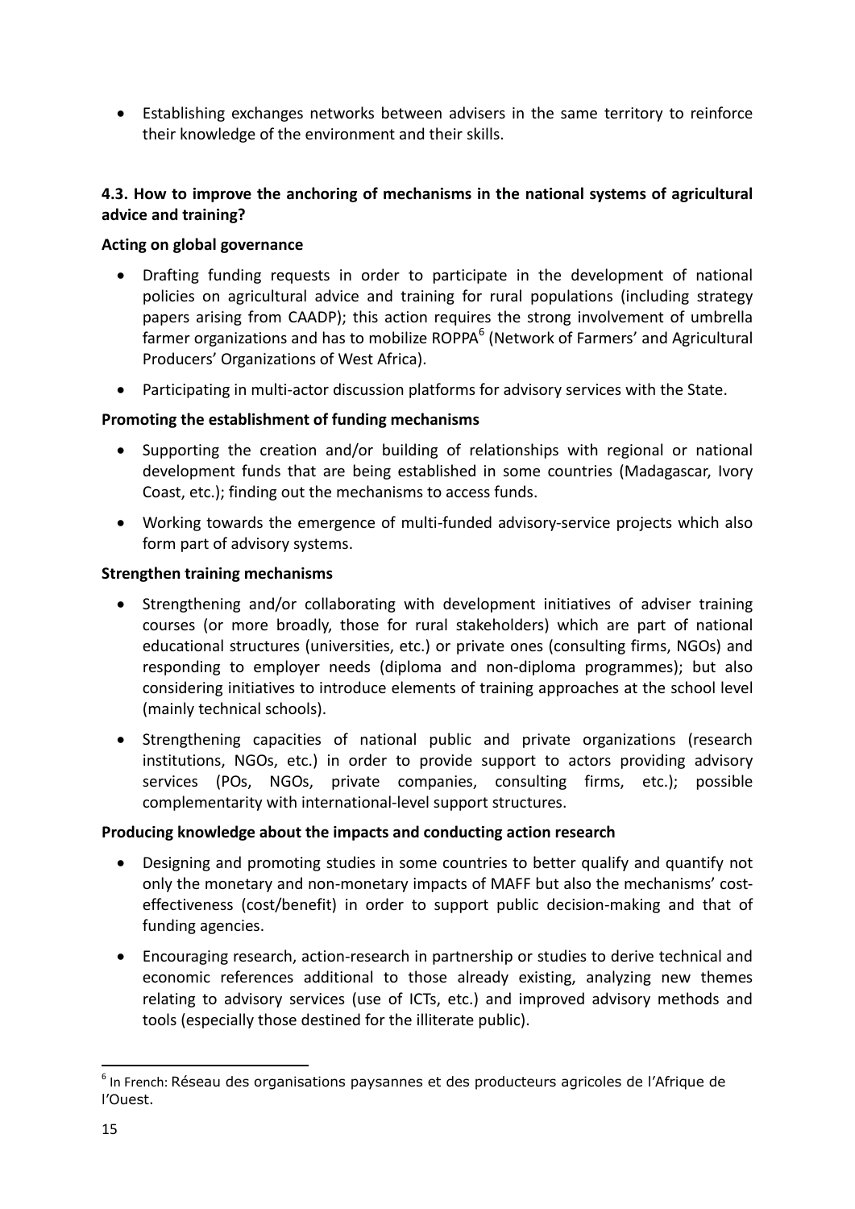- Establishing exchanges networks between advisers in the same territory to reinforce their knowledge of the environment and their skills.

### 4.3. How to improve the anchoring of mechanisms in the national systems of agricultural advice and training?

**Acting on global governance**

- Drafting funding requests in order to participate in the development of national policies on agricultural advice and training for rural populations (including strategy papers arising from CAADP); this action requires the strong involvement of umbrella farmer organizations and has to mobilize ROPPA[6] (Network of Farmers' and Agricultural Producers' Organizations of West Africa).
- Participating in multi-actor discussion platforms for advisory services with the State.

**Promoting the establishment of funding mechanisms**

- Supporting the creation and/or building of relationships with regional or national development funds that are being established in some countries (Madagascar, Ivory Coast, etc.); finding out the mechanisms to access funds.
- Working towards the emergence of multi-funded advisory-service projects which also form part of advisory systems.

**Strengthen training mechanisms**

- Strengthening and/or collaborating with development initiatives of adviser training courses (or more broadly, those for rural stakeholders) which are part of national educational structures (universities, etc.) or private ones (consulting firms, NGOs) and responding to employer needs (diploma and non-diploma programmes); but also considering initiatives to introduce elements of training approaches at the school level (mainly technical schools).
- Strengthening capacities of national public and private organizations (research institutions, NGOs, etc.) in order to provide support to actors providing advisory services (POs, NGOs, private companies, consulting firms, etc.); possible complementarity with international-level support structures.

**Producing knowledge about the impacts and conducting action research**

- Designing and promoting studies in some countries to better qualify and quantify not only the monetary and non-monetary impacts of MAFF but also the mechanisms' cost-effectiveness (cost/benefit) in order to support public decision-making and that of funding agencies.
- Encouraging research, action-research in partnership or studies to derive technical and economic references additional to those already existing, analyzing new themes relating to advisory services (use of ICTs, etc.) and improved advisory methods and tools (especially those destined for the illiterate public).

---

[6] In French: Réseau des organisations paysannes et des producteurs agricoles de l'Afrique de l'Ouest.